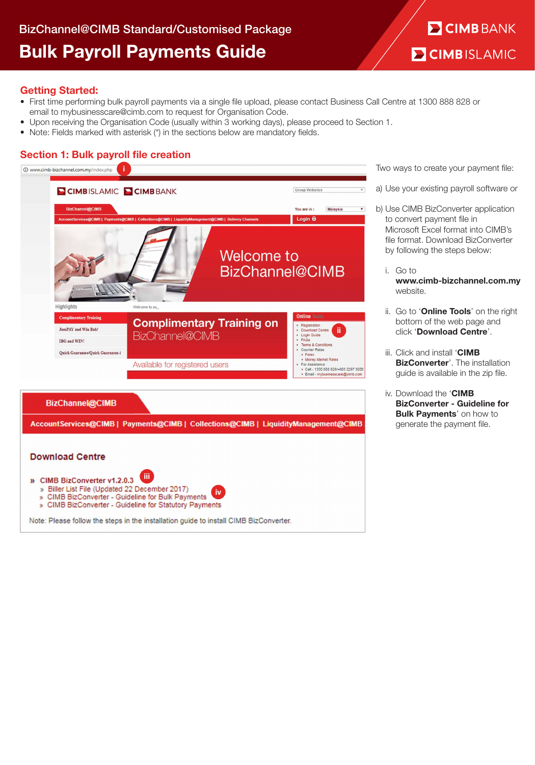BizChannel@CIMB Standard/Customised Package

# Bulk Payroll Payments Guide

## Getting Started:

- First time performing bulk payroll payments via a single file upload, please contact Business Call Centre at 1300 888 828 or email to mybusinesscare@cimb.com to request for Organisation Code.
- Upon receiving the Organisation Code (usually within 3 working days), please proceed to Section 1.
- Note: Fields marked with asterisk (*) in the sections below are mandatory fields.

## Section 1: Bulk payroll file creation

Two ways to create your payment file:

a) Use your existing payroll software or

b) Use CIMB BizConverter application to convert payment file in Microsoft Excel format into CIMB's file format. Download BizConverter by following the steps below:

i. Go to **www.cimb-bizchannel.com.my** website.

ii. Go to '**Online Tools**' on the right bottom of the web page and click '**Download Centre**'.

iii. Click and install '**CIMB BizConverter**'. The installation guide is available in the zip file.

iv. Download the '**CIMB BizConverter - Guideline for Bulk Payments**' on how to generate the payment file.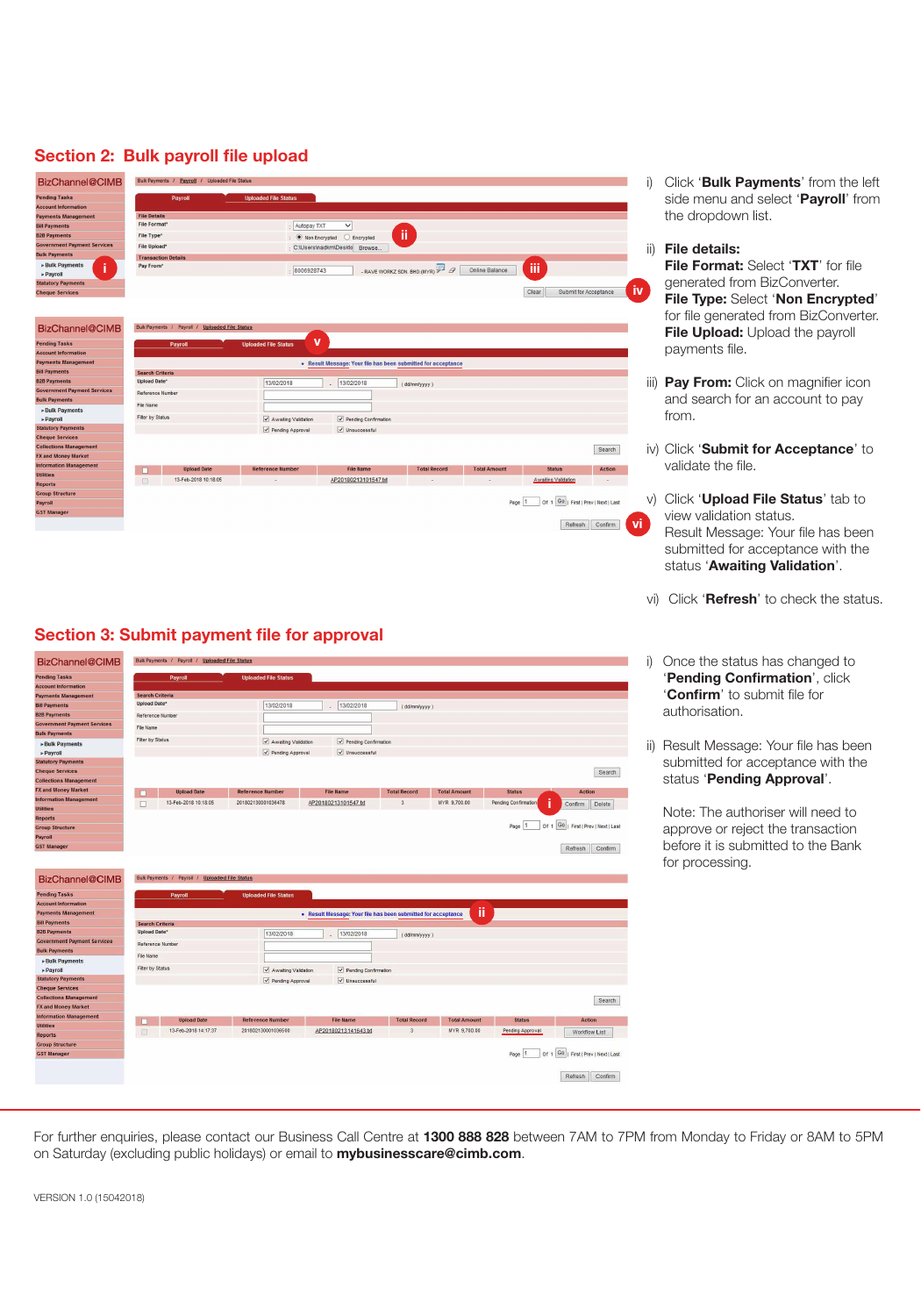## Section 2: Bulk payroll file upload

i) Click '**Bulk Payments**' from the left side menu and select '**Payroll**' from the dropdown list.

ii) **File details:**
**File Format:** Select '**TXT**' for file generated from BizConverter.
**File Type:** Select '**Non Encrypted**' for file generated from BizConverter.
**File Upload:** Upload the payroll payments file.

iii) **Pay From:** Click on magnifier icon and search for an account to pay from.

iv) Click '**Submit for Acceptance**' to validate the file.

v) Click '**Upload File Status**' tab to view validation status.
Result Message: Your file has been submitted for acceptance with the status '**Awaiting Validation**'.

vi) Click '**Refresh**' to check the status.

## Section 3: Submit payment file for approval

i) Once the status has changed to '**Pending Confirmation**', click '**Confirm**' to submit file for authorisation.

ii) Result Message: Your file has been submitted for acceptance with the status '**Pending Approval**'.

Note: The authoriser will need to approve or reject the transaction before it is submitted to the Bank for processing.

For further enquiries, please contact our Business Call Centre at **1300 888 828** between 7AM to 7PM from Monday to Friday or 8AM to 5PM on Saturday (excluding public holidays) or email to **mybusinesscare@cimb.com**.

VERSION 1.0 (15042018)